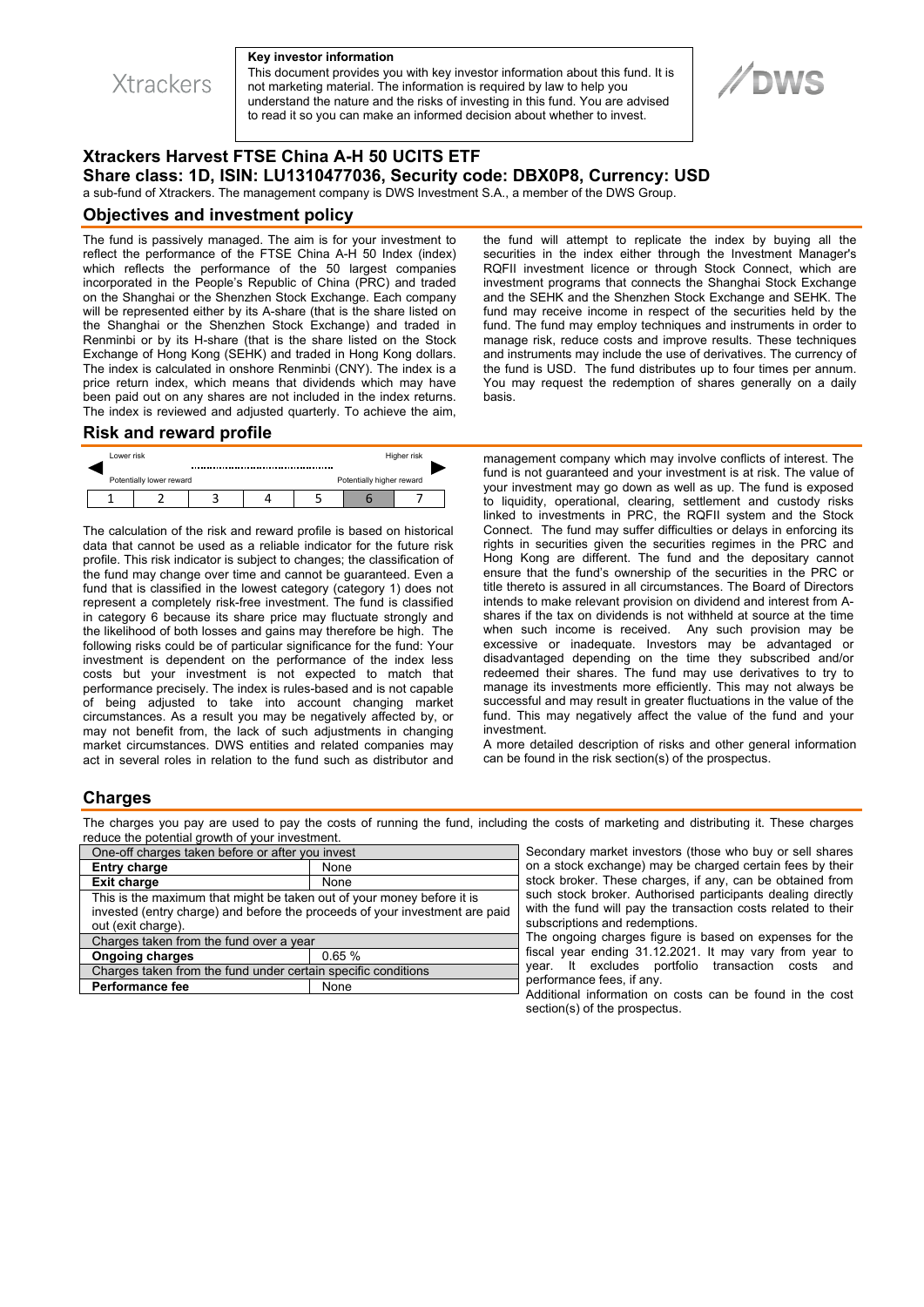Xtrackers

**Key investor information**

This document provides you with key investor information about this fund. It is not marketing material. The information is required by law to help you understand the nature and the risks of investing in this fund. You are advised to read it so you can make an informed decision about whether to invest.

DWS

# Xtrackers Harvest FTSE China A-H 50 UCITS ETF

**Share class: 1D, ISIN: LU1310477036, Security code: DBX0P8, Currency: USD**

a sub-fund of Xtrackers. The management company is DWS Investment S.A., a member of the DWS Group.

## Objectives and investment policy

The fund is passively managed. The aim is for your investment to reflect the performance of the FTSE China A-H 50 Index (index) which reflects the performance of the 50 largest companies incorporated in the People's Republic of China (PRC) and traded on the Shanghai or the Shenzhen Stock Exchange. Each company will be represented either by its A-share (that is the share listed on the Shanghai or the Shenzhen Stock Exchange and traded in Renminbi or by its H-share (that is the share listed on the Stock Exchange of Hong Kong (SEHK) and traded in Hong Kong dollars. The index is calculated in onshore Renminbi (CNY). The index is a price return index, which means that dividends which may have been paid out on any shares are not included in the index returns. The index is reviewed and adjusted quarterly. To achieve the aim, the fund will attempt to replicate the index by buying all the securities in the index either through the Investment Manager's RQFII investment licence or through Stock Connect, which are investment programs that connects the Shanghai Stock Exchange and the SEHK and the Shenzhen Stock Exchange and SEHK. The fund may receive income in respect of the securities held by the fund. The fund may employ techniques and instruments in order to manage risk, reduce costs and improve results. These techniques and instruments may include the use of derivatives. The currency of the fund is USD. The fund distributes up to four times per annum. You may request the redemption of shares generally on a daily basis.

## Risk and reward profile

Lower risk — Higher risk

Potentially lower reward — Potentially higher reward

| 1 | 2 | 3 | 4 | 5 | **6** | 7 |
|---|---|---|---|---|---|---|

The calculation of the risk and reward profile is based on historical data that cannot be used as a reliable indicator for the future risk profile. This risk indicator is subject to changes; the classification of the fund may change over time and cannot be guaranteed. Even a fund that is classified in the lowest category (category 1) does not represent a completely risk-free investment. The fund is classified in category 6 because its share price may fluctuate strongly and the likelihood of both losses and gains may therefore be high. The following risks could be of particular significance for the fund: Your investment is dependent on the performance of the index less costs but your investment is not expected to match that performance precisely. The index is rules-based and is not capable of being adjusted to take into account changing market circumstances. As a result you may be negatively affected by, or may not benefit from, the lack of such adjustments in changing market circumstances. DWS entities and related companies may act in several roles in relation to the fund such as distributor and management company which may involve conflicts of interest. The fund is not guaranteed and your investment is at risk. The value of your investment may go down as well as up. The fund is exposed to liquidity, operational, clearing, settlement and custody risks linked to investments in PRC, the RQFII system and the Stock Connect. The fund may suffer difficulties or delays in enforcing its rights in securities given the securities regimes in the PRC and Hong Kong are different. The fund and the depositary cannot ensure that the fund's ownership of the securities in the PRC or title thereto is assured in all circumstances. The Board of Directors intends to make relevant provision on dividend and interest from A-shares if the tax on dividends is not withheld at source at the time when such income is received. Any such provision may be excessive or inadequate. Investors may be advantaged or disadvantaged depending on the time they subscribed and/or redeemed their shares. The fund may use derivatives to try to manage its investments more efficiently. This may not always be successful and may result in greater fluctuations in the value of the fund. This may negatively affect the value of the fund and your investment.

A more detailed description of risks and other general information can be found in the risk section(s) of the prospectus.

## Charges

The charges you pay are used to pay the costs of running the fund, including the costs of marketing and distributing it. These charges reduce the potential growth of your investment.

| One-off charges taken before or after you invest | |
|---|---|
| **Entry charge** | None |
| **Exit charge** | None |
| This is the maximum that might be taken out of your money before it is invested (entry charge) and before the proceeds of your investment are paid out (exit charge). | |
| Charges taken from the fund over a year | |
| **Ongoing charges** | 0.65 % |
| Charges taken from the fund under certain specific conditions | |
| **Performance fee** | None |

Secondary market investors (those who buy or sell shares on a stock exchange) may be charged certain fees by their stock broker. These charges, if any, can be obtained from such stock broker. Authorised participants dealing directly with the fund will pay the transaction costs related to their subscriptions and redemptions.

The ongoing charges figure is based on expenses for the fiscal year ending 31.12.2021. It may vary from year to year. It excludes portfolio transaction costs and performance fees, if any.

Additional information on costs can be found in the cost section(s) of the prospectus.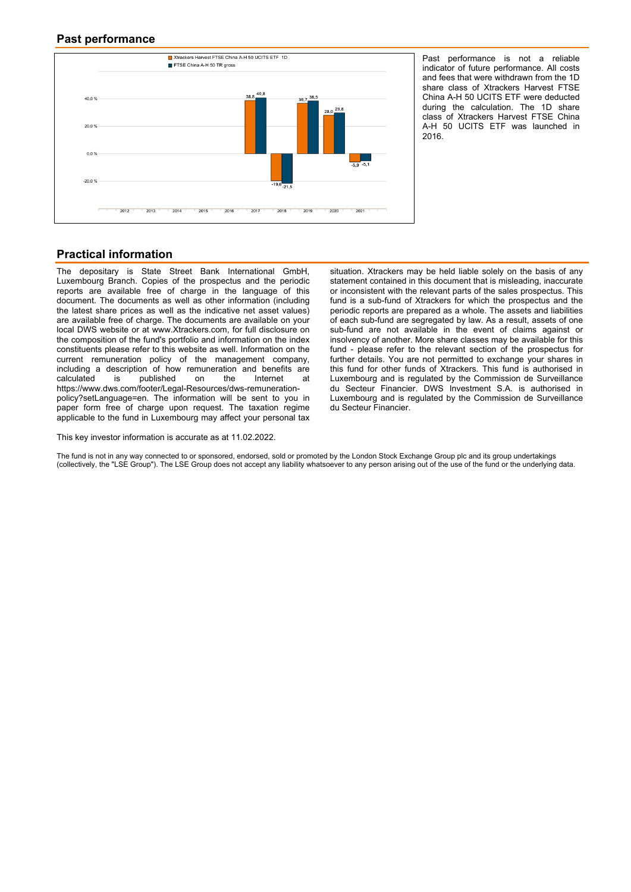## Past performance

Xtrackers Harvest FTSE China A-H 50 UCITS ETF 1D
FTSE China A-H 50 TR gross

40,0 %
20,0 %
0,0 %
-20,0 %

38,8 40,8
-19,6 -21,5
36,7 38,5
28,0 29,8
-5,9 -5,1

2012 2013 2014 2015 2016 2017 2018 2019 2020 2021

Past performance is not a reliable indicator of future performance. All costs and fees that were withdrawn from the 1D share class of Xtrackers Harvest FTSE China A-H 50 UCITS ETF were deducted during the calculation. The 1D share class of Xtrackers Harvest FTSE China A-H 50 UCITS ETF was launched in 2016.

## Practical information

The depositary is State Street Bank International GmbH, Luxembourg Branch. Copies of the prospectus and the periodic reports are available free of charge in the language of this document. The documents as well as other information (including the latest share prices as well as the indicative net asset values) are available free of charge. The documents are available on your local DWS website or at www.Xtrackers.com, for full disclosure on the composition of the fund's portfolio and information on the index constituents please refer to this website as well. Information on the current remuneration policy of the management company, including a description of how remuneration and benefits are calculated is published on the Internet at https://www.dws.com/footer/Legal-Resources/dws-remuneration-policy?setLanguage=en. The information will be sent to you in paper form free of charge upon request. The taxation regime applicable to the fund in Luxembourg may affect your personal tax situation. Xtrackers may be held liable solely on the basis of any statement contained in this document that is misleading, inaccurate or inconsistent with the relevant parts of the sales prospectus. This fund is a sub-fund of Xtrackers for which the prospectus and the periodic reports are prepared as a whole. The assets and liabilities of each sub-fund are segregated by law. As a result, assets of one sub-fund are not available in the event of claims against or insolvency of another. More share classes may be available for this fund - please refer to the relevant section of the prospectus for further details. You are not permitted to exchange your shares in this fund for other funds of Xtrackers. This fund is authorised in Luxembourg and is regulated by the Commission de Surveillance du Secteur Financier. DWS Investment S.A. is authorised in Luxembourg and is regulated by the Commission de Surveillance du Secteur Financier.

This key investor information is accurate as at 11.02.2022.

The fund is not in any way connected to or sponsored, endorsed, sold or promoted by the London Stock Exchange Group plc and its group undertakings (collectively, the "LSE Group"). The LSE Group does not accept any liability whatsoever to any person arising out of the use of the fund or the underlying data.